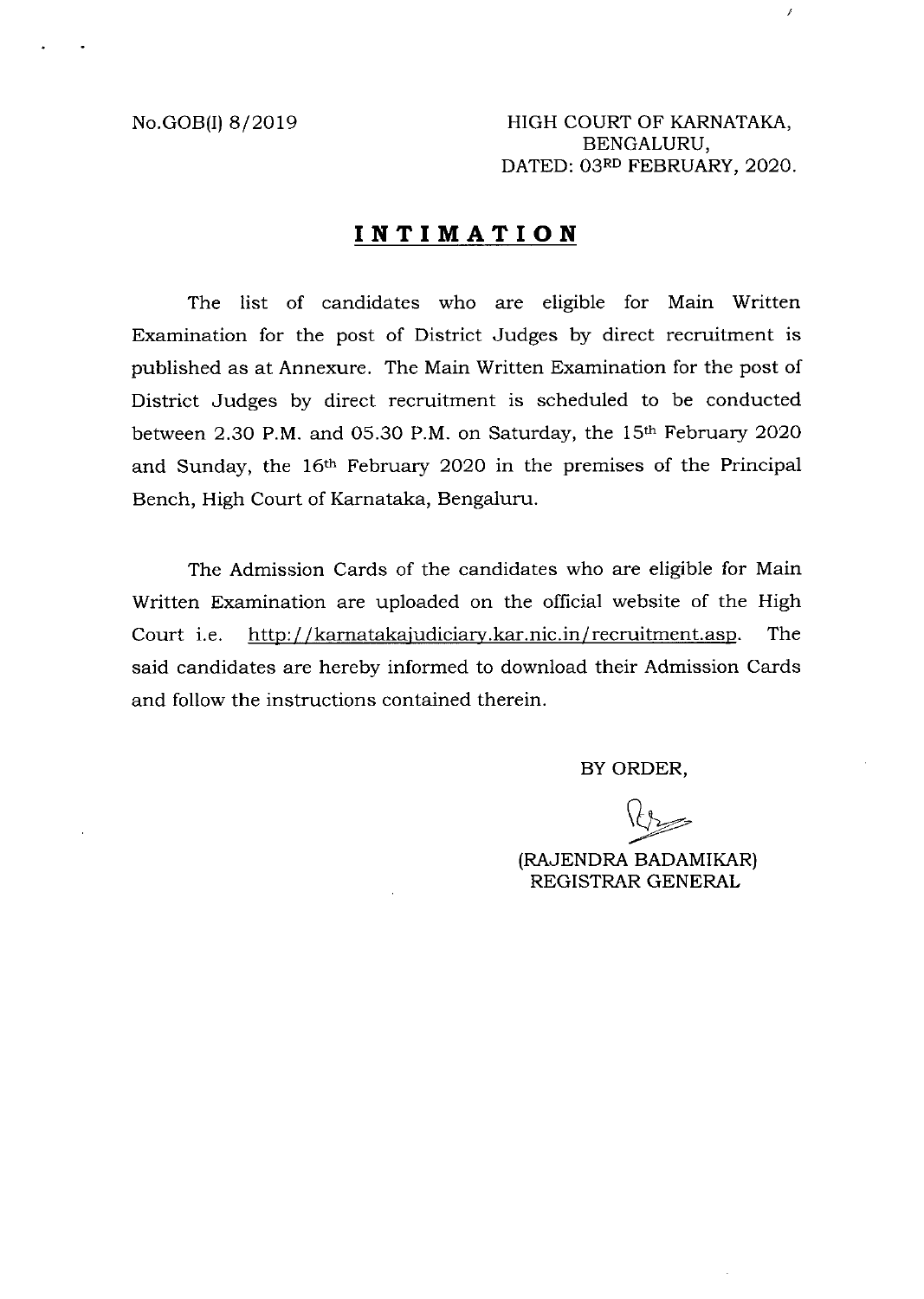No.GOB(I) 8/2019

HIGH COURT OF KARNATAKA,
BENGALURU,
DATED: 03RD FEBRUARY, 2020.

## INTIMATION

The list of candidates who are eligible for Main Written Examination for the post of District Judges by direct recruitment is published as at Annexure. The Main Written Examination for the post of District Judges by direct recruitment is scheduled to be conducted between 2.30 P.M. and 05.30 P.M. on Saturday, the 15th February 2020 and Sunday, the 16th February 2020 in the premises of the Principal Bench, High Court of Karnataka, Bengaluru.

The Admission Cards of the candidates who are eligible for Main Written Examination are uploaded on the official website of the High Court i.e. http://karnatakajudiciary.kar.nic.in/recruitment.asp. The said candidates are hereby informed to download their Admission Cards and follow the instructions contained therein.

BY ORDER,

(RAJENDRA BADAMIKAR)
REGISTRAR GENERAL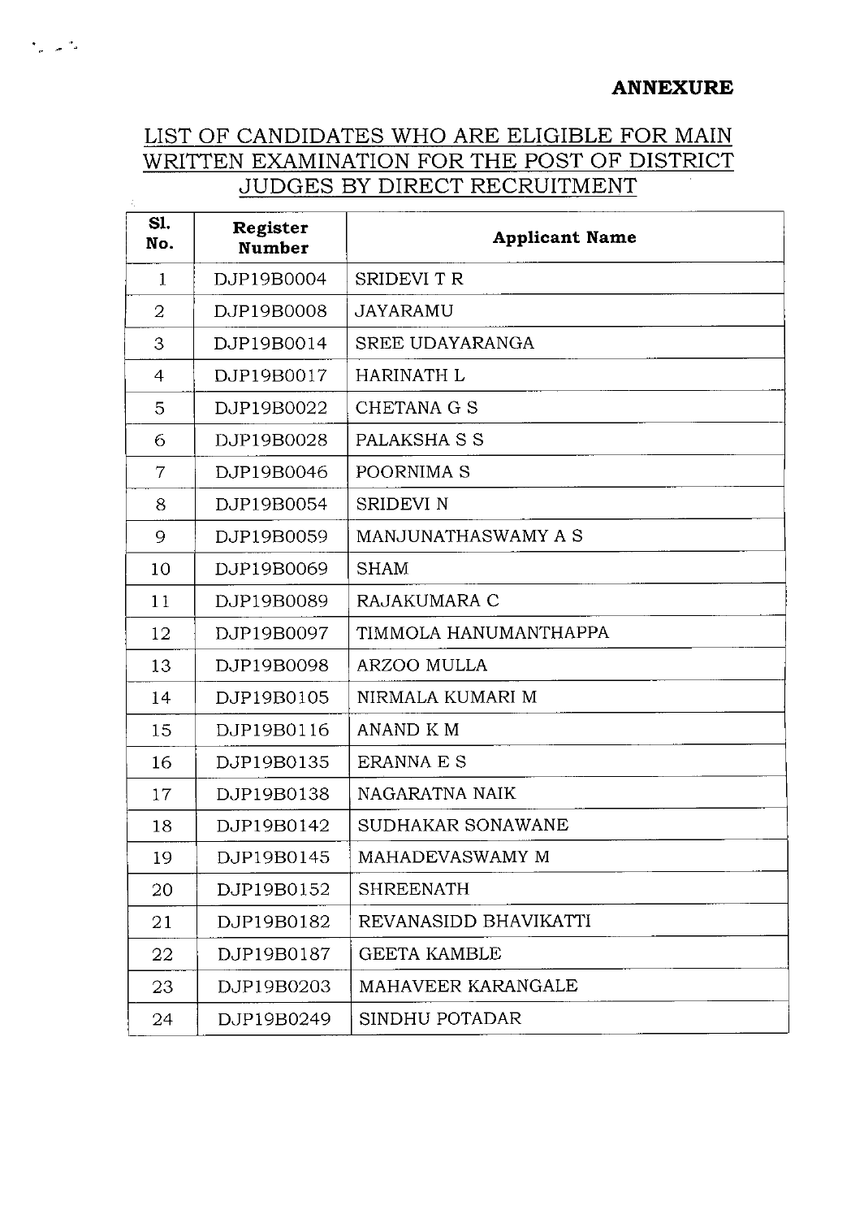**ANNEXURE**

## LIST OF CANDIDATES WHO ARE ELIGIBLE FOR MAIN WRITTEN EXAMINATION FOR THE POST OF DISTRICT JUDGES BY DIRECT RECRUITMENT

| Sl. No. | Register Number | Applicant Name |
|---|---|---|
| 1 | DJP19B0004 | SRIDEVI T R |
| 2 | DJP19B0008 | JAYARAMU |
| 3 | DJP19B0014 | SREE UDAYARANGA |
| 4 | DJP19B0017 | HARINATH L |
| 5 | DJP19B0022 | CHETANA G S |
| 6 | DJP19B0028 | PALAKSHA S S |
| 7 | DJP19B0046 | POORNIMA S |
| 8 | DJP19B0054 | SRIDEVI N |
| 9 | DJP19B0059 | MANJUNATHASWAMY A S |
| 10 | DJP19B0069 | SHAM |
| 11 | DJP19B0089 | RAJAKUMARA C |
| 12 | DJP19B0097 | TIMMOLA HANUMANTHAPPA |
| 13 | DJP19B0098 | ARZOO MULLA |
| 14 | DJP19B0105 | NIRMALA KUMARI M |
| 15 | DJP19B0116 | ANAND K M |
| 16 | DJP19B0135 | ERANNA E S |
| 17 | DJP19B0138 | NAGARATNA NAIK |
| 18 | DJP19B0142 | SUDHAKAR SONAWANE |
| 19 | DJP19B0145 | MAHADEVASWAMY M |
| 20 | DJP19B0152 | SHREENATH |
| 21 | DJP19B0182 | REVANASIDD BHAVIKATTI |
| 22 | DJP19B0187 | GEETA KAMBLE |
| 23 | DJP19B0203 | MAHAVEER KARANGALE |
| 24 | DJP19B0249 | SINDHU POTADAR |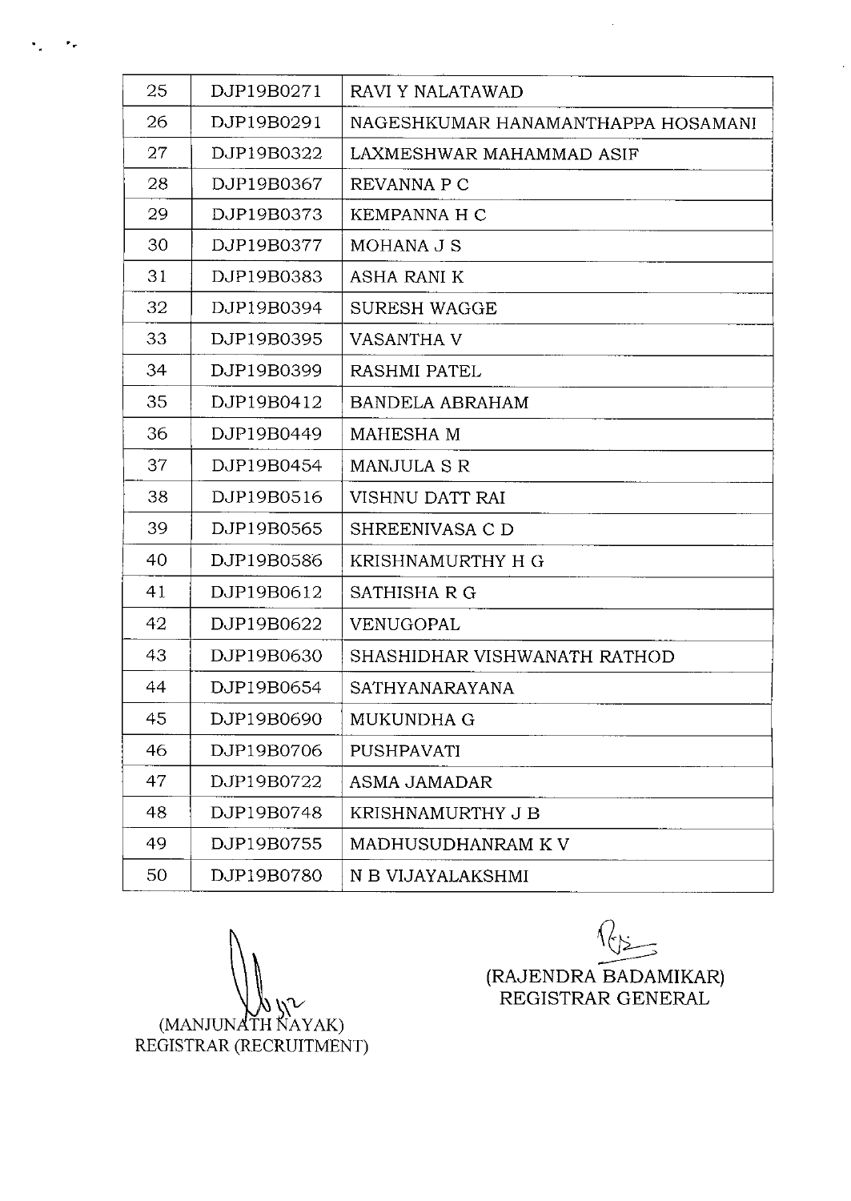| | | |
|---|---|---|
| 25 | DJP19B0271 | RAVI Y NALATAWAD |
| 26 | DJP19B0291 | NAGESHKUMAR HANAMANTHAPPA HOSAMANI |
| 27 | DJP19B0322 | LAXMESHWAR MAHAMMAD ASIF |
| 28 | DJP19B0367 | REVANNA P C |
| 29 | DJP19B0373 | KEMPANNA H C |
| 30 | DJP19B0377 | MOHANA J S |
| 31 | DJP19B0383 | ASHA RANI K |
| 32 | DJP19B0394 | SURESH WAGGE |
| 33 | DJP19B0395 | VASANTHA V |
| 34 | DJP19B0399 | RASHMI PATEL |
| 35 | DJP19B0412 | BANDELA ABRAHAM |
| 36 | DJP19B0449 | MAHESHA M |
| 37 | DJP19B0454 | MANJULA S R |
| 38 | DJP19B0516 | VISHNU DATT RAI |
| 39 | DJP19B0565 | SHREENIVASA C D |
| 40 | DJP19B0586 | KRISHNAMURTHY H G |
| 41 | DJP19B0612 | SATHISHA R G |
| 42 | DJP19B0622 | VENUGOPAL |
| 43 | DJP19B0630 | SHASHIDHAR VISHWANATH RATHOD |
| 44 | DJP19B0654 | SATHYANARAYANA |
| 45 | DJP19B0690 | MUKUNDHA G |
| 46 | DJP19B0706 | PUSHPAVATI |
| 47 | DJP19B0722 | ASMA JAMADAR |
| 48 | DJP19B0748 | KRISHNAMURTHY J B |
| 49 | DJP19B0755 | MADHUSUDHANRAM K V |
| 50 | DJP19B0780 | N B VIJAYALAKSHMI |

(MANJUNATH NAYAK)
REGISTRAR (RECRUITMENT)

(RAJENDRA BADAMIKAR)
REGISTRAR GENERAL